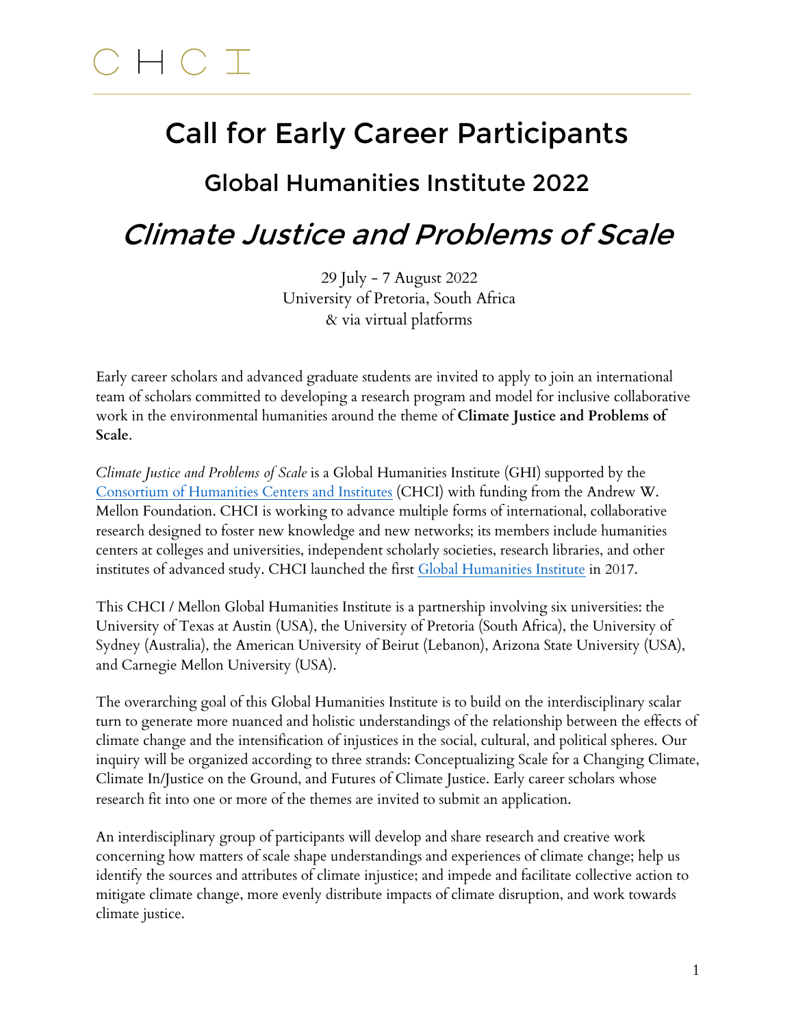C H C I

# Call for Early Career Participants

## Global Humanities Institute 2022

# *Climate Justice and Problems of Scale*

29 July – 7 August 2022
University of Pretoria, South Africa
& via virtual platforms

Early career scholars and advanced graduate students are invited to apply to join an international team of scholars committed to developing a research program and model for inclusive collaborative work in the environmental humanities around the theme of **Climate Justice and Problems of Scale**.

*Climate Justice and Problems of Scale* is a Global Humanities Institute (GHI) supported by the Consortium of Humanities Centers and Institutes (CHCI) with funding from the Andrew W. Mellon Foundation. CHCI is working to advance multiple forms of international, collaborative research designed to foster new knowledge and new networks; its members include humanities centers at colleges and universities, independent scholarly societies, research libraries, and other institutes of advanced study. CHCI launched the first Global Humanities Institute in 2017.

This CHCI / Mellon Global Humanities Institute is a partnership involving six universities: the University of Texas at Austin (USA), the University of Pretoria (South Africa), the University of Sydney (Australia), the American University of Beirut (Lebanon), Arizona State University (USA), and Carnegie Mellon University (USA).

The overarching goal of this Global Humanities Institute is to build on the interdisciplinary scalar turn to generate more nuanced and holistic understandings of the relationship between the effects of climate change and the intensification of injustices in the social, cultural, and political spheres. Our inquiry will be organized according to three strands: Conceptualizing Scale for a Changing Climate, Climate In/Justice on the Ground, and Futures of Climate Justice. Early career scholars whose research fit into one or more of the themes are invited to submit an application.

An interdisciplinary group of participants will develop and share research and creative work concerning how matters of scale shape understandings and experiences of climate change; help us identify the sources and attributes of climate injustice; and impede and facilitate collective action to mitigate climate change, more evenly distribute impacts of climate disruption, and work towards climate justice.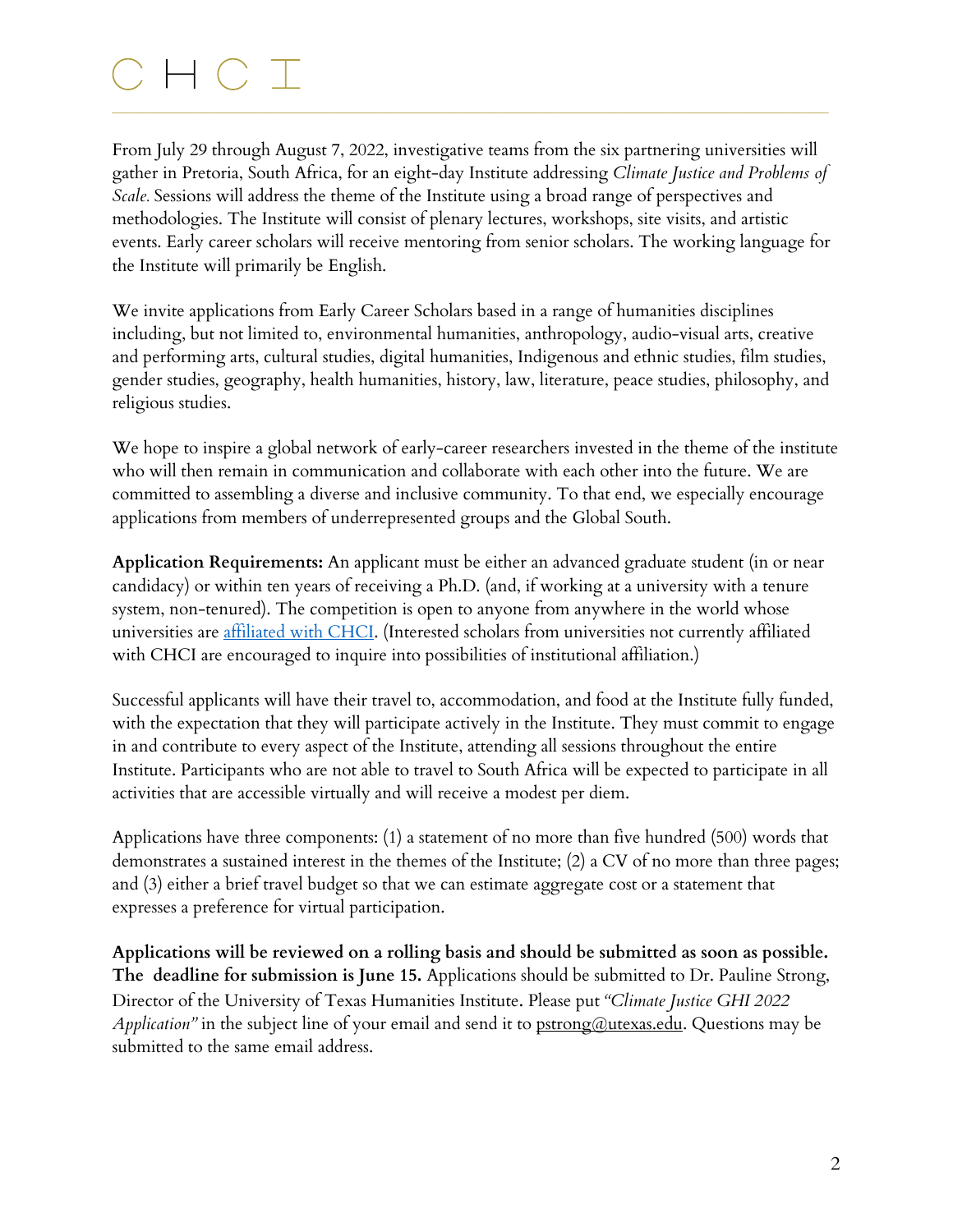From July 29 through August 7, 2022, investigative teams from the six partnering universities will gather in Pretoria, South Africa, for an eight-day Institute addressing *Climate Justice and Problems of Scale.* Sessions will address the theme of the Institute using a broad range of perspectives and methodologies. The Institute will consist of plenary lectures, workshops, site visits, and artistic events. Early career scholars will receive mentoring from senior scholars. The working language for the Institute will primarily be English.

We invite applications from Early Career Scholars based in a range of humanities disciplines including, but not limited to, environmental humanities, anthropology, audio-visual arts, creative and performing arts, cultural studies, digital humanities, Indigenous and ethnic studies, film studies, gender studies, geography, health humanities, history, law, literature, peace studies, philosophy, and religious studies.

We hope to inspire a global network of early-career researchers invested in the theme of the institute who will then remain in communication and collaborate with each other into the future. We are committed to assembling a diverse and inclusive community. To that end, we especially encourage applications from members of underrepresented groups and the Global South.

**Application Requirements:** An applicant must be either an advanced graduate student (in or near candidacy) or within ten years of receiving a Ph.D. (and, if working at a university with a tenure system, non-tenured). The competition is open to anyone from anywhere in the world whose universities are affiliated with CHCI. (Interested scholars from universities not currently affiliated with CHCI are encouraged to inquire into possibilities of institutional affiliation.)

Successful applicants will have their travel to, accommodation, and food at the Institute fully funded, with the expectation that they will participate actively in the Institute. They must commit to engage in and contribute to every aspect of the Institute, attending all sessions throughout the entire Institute. Participants who are not able to travel to South Africa will be expected to participate in all activities that are accessible virtually and will receive a modest per diem.

Applications have three components: (1) a statement of no more than five hundred (500) words that demonstrates a sustained interest in the themes of the Institute; (2) a CV of no more than three pages; and (3) either a brief travel budget so that we can estimate aggregate cost or a statement that expresses a preference for virtual participation.

**Applications will be reviewed on a rolling basis and should be submitted as soon as possible. The deadline for submission is June 15.** Applications should be submitted to Dr. Pauline Strong, Director of the University of Texas Humanities Institute. Please put *"Climate Justice GHI 2022 Application"* in the subject line of your email and send it to pstrong@utexas.edu. Questions may be submitted to the same email address.